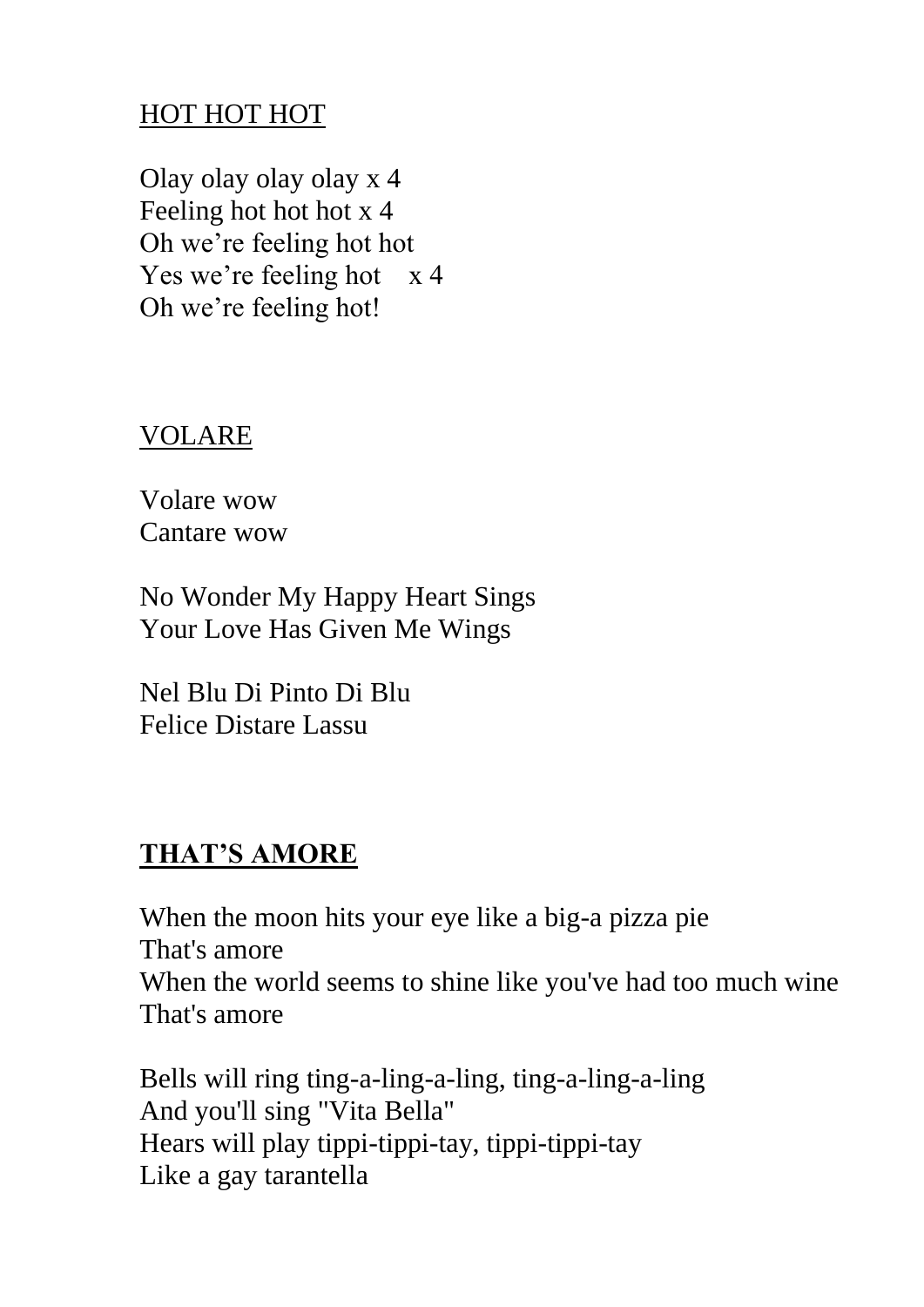## HOT HOT HOT

Olay olay olay olay x 4
Feeling hot hot hot x 4
Oh we're feeling hot hot
Yes we're feeling hot x 4
Oh we're feeling hot!

## VOLARE

Volare wow
Cantare wow

No Wonder My Happy Heart Sings
Your Love Has Given Me Wings

Nel Blu Di Pinto Di Blu
Felice Distare Lassu

## **THAT'S AMORE**

When the moon hits your eye like a big-a pizza pie
That's amore
When the world seems to shine like you've had too much wine
That's amore

Bells will ring ting-a-ling-a-ling, ting-a-ling-a-ling
And you'll sing "Vita Bella"
Hears will play tippi-tippi-tay, tippi-tippi-tay
Like a gay tarantella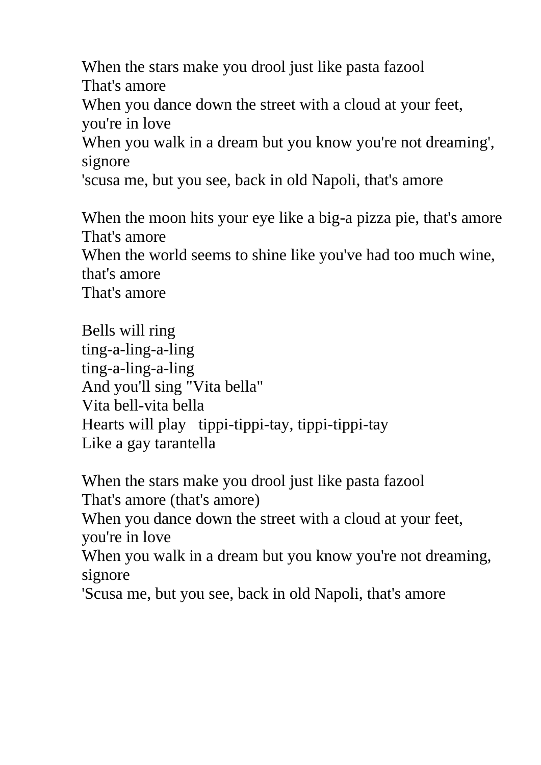When the stars make you drool just like pasta fazool
That's amore
When you dance down the street with a cloud at your feet, you're in love
When you walk in a dream but you know you're not dreaming', signore
'scusa me, but you see, back in old Napoli, that's amore

When the moon hits your eye like a big-a pizza pie, that's amore
That's amore
When the world seems to shine like you've had too much wine, that's amore
That's amore

Bells will ring
ting-a-ling-a-ling
ting-a-ling-a-ling
And you'll sing "Vita bella"
Vita bell-vita bella
Hearts will play   tippi-tippi-tay, tippi-tippi-tay
Like a gay tarantella

When the stars make you drool just like pasta fazool
That's amore (that's amore)
When you dance down the street with a cloud at your feet, you're in love
When you walk in a dream but you know you're not dreaming, signore
'Scusa me, but you see, back in old Napoli, that's amore